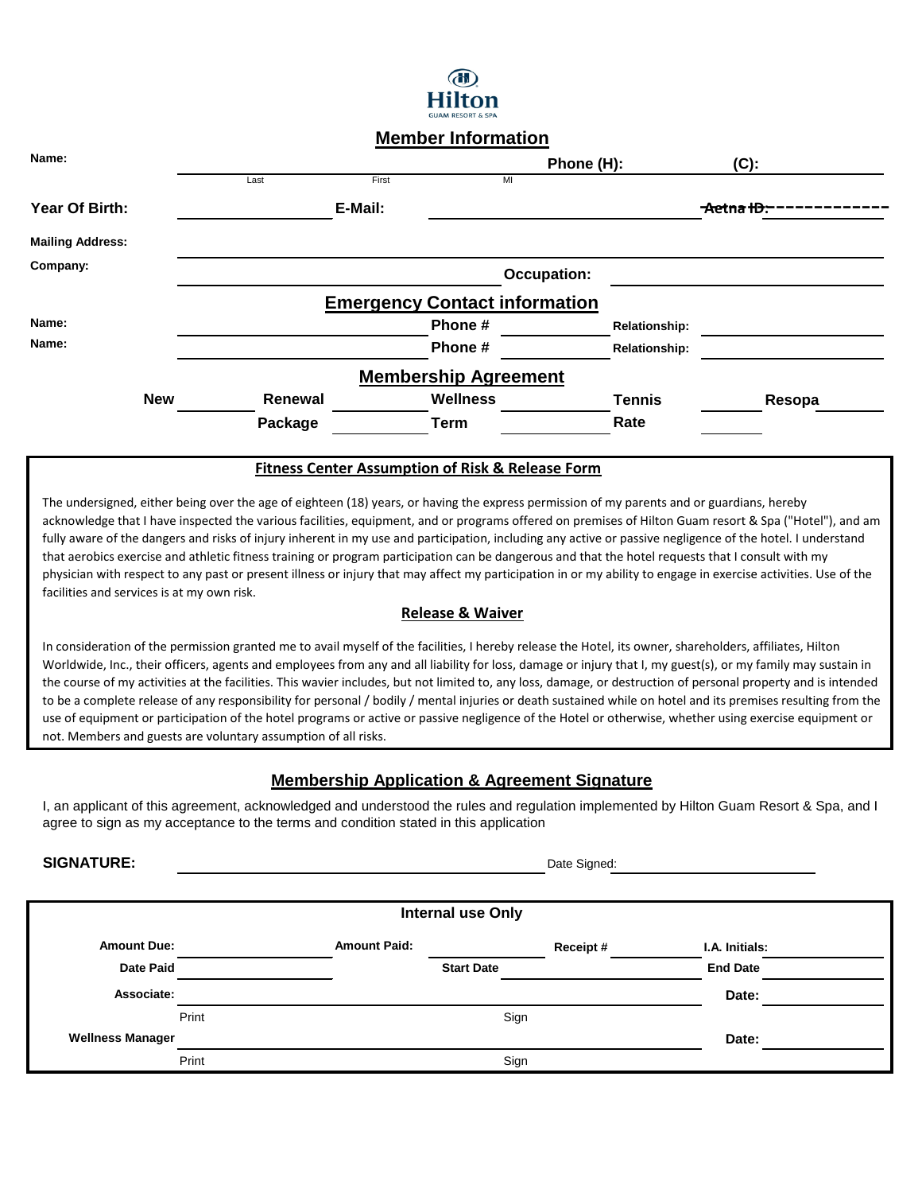Hilton
GUAM RESORT & SPA

## Member Information

| | | | | | |
|---|---|---|---|---|---|
| Name: | | | | Phone (H): | (C): |
| | Last | First | MI | | |
| **Year Of Birth:** | | **E-Mail:** | | | ~~Aetna ID:~~ |
| **Mailing Address:** | | | | | |
| **Company:** | | | **Occupation:** | | |

## Emergency Contact information

| | | | | | |
|---|---|---|---|---|---|
| Name: | | Phone # | | Relationship: | |
| Name: | | Phone # | | Relationship: | |

## Membership Agreement

| | | | | | | | | | |
|---|---|---|---|---|---|---|---|---|---|
| **New** | | **Renewal** | | **Wellness** | | **Tennis** | | **Resopa** | |
| | | **Package** | | **Term** | | **Rate** | | | |

### Fitness Center Assumption of Risk & Release Form

The undersigned, either being over the age of eighteen (18) years, or having the express permission of my parents and or guardians, hereby acknowledge that I have inspected the various facilities, equipment, and or programs offered on premises of Hilton Guam resort & Spa ("Hotel"), and am fully aware of the dangers and risks of injury inherent in my use and participation, including any active or passive negligence of the hotel. I understand that aerobics exercise and athletic fitness training or program participation can be dangerous and that the hotel requests that I consult with my physician with respect to any past or present illness or injury that may affect my participation in or my ability to engage in exercise activities. Use of the facilities and services is at my own risk.

### Release & Waiver

In consideration of the permission granted me to avail myself of the facilities, I hereby release the Hotel, its owner, shareholders, affiliates, Hilton Worldwide, Inc., their officers, agents and employees from any and all liability for loss, damage or injury that I, my guest(s), or my family may sustain in the course of my activities at the facilities. This wavier includes, but not limited to, any loss, damage, or destruction of personal property and is intended to be a complete release of any responsibility for personal / bodily / mental injuries or death sustained while on hotel and its premises resulting from the use of equipment or participation of the hotel programs or active or passive negligence of the Hotel or otherwise, whether using exercise equipment or not. Members and guests are voluntary assumption of all risks.

## Membership Application & Agreement Signature

I, an applicant of this agreement, acknowledged and understood the rules and regulation implemented by Hilton Guam Resort & Spa, and I agree to sign as my acceptance to the terms and condition stated in this application

**SIGNATURE:** ______________________ Date Signed: ______________________

### Internal use Only

| | | | | | | | |
|---|---|---|---|---|---|---|---|
| **Amount Due:** | | **Amount Paid:** | | **Receipt #** | | **I.A. Initials:** | |
| **Date Paid** | | | **Start Date** | | | **End Date** | |
| **Associate:** | | | | | | **Date:** | |
| | Print | | Sign | | | | |
| **Wellness Manager** | | | | | | **Date:** | |
| | Print | | Sign | | | | |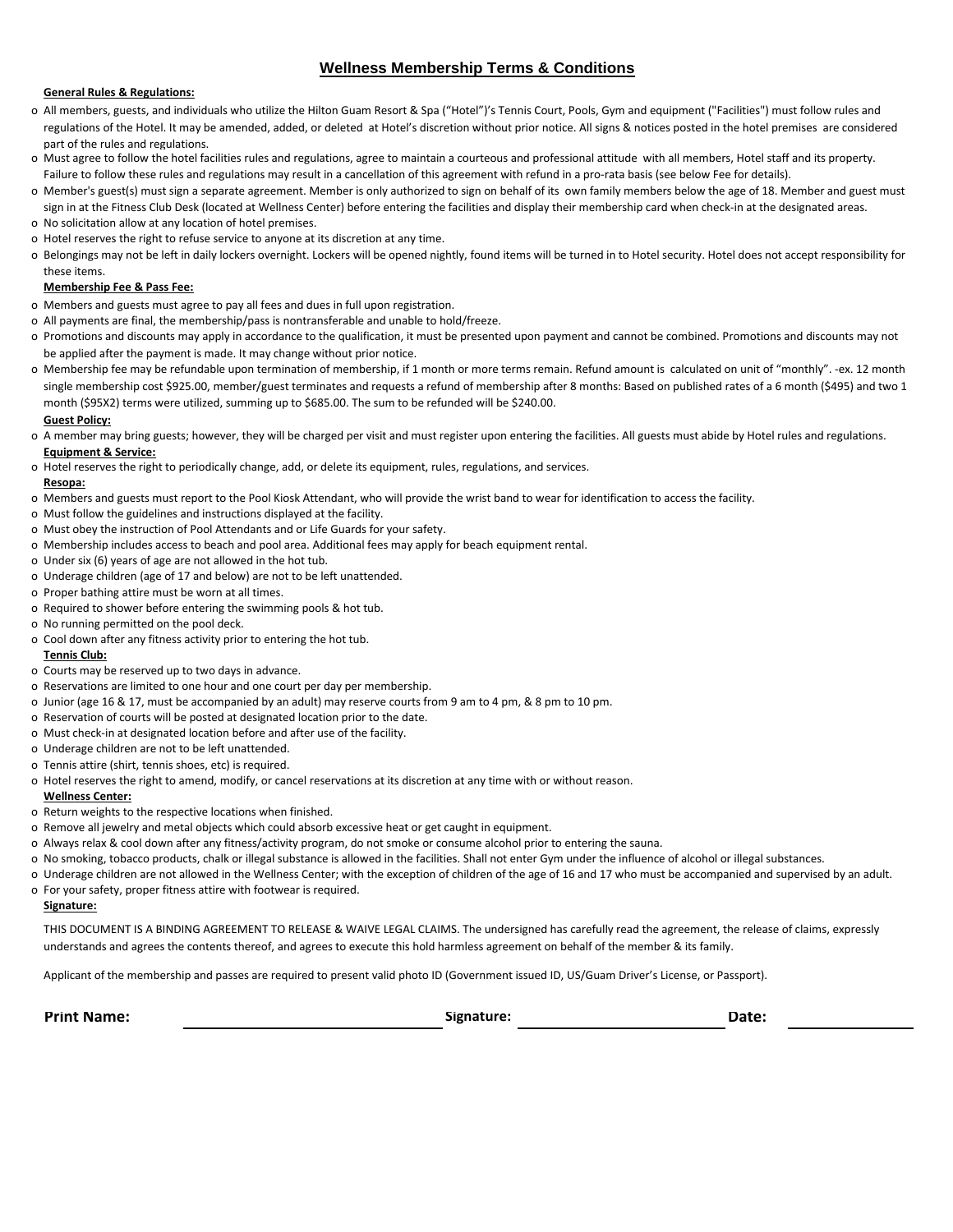# Wellness Membership Terms & Conditions

**General Rules & Regulations:**

- All members, guests, and individuals who utilize the Hilton Guam Resort & Spa ("Hotel")'s Tennis Court, Pools, Gym and equipment ("Facilities") must follow rules and regulations of the Hotel. It may be amended, added, or deleted at Hotel's discretion without prior notice. All signs & notices posted in the hotel premises are considered part of the rules and regulations.
- Must agree to follow the hotel facilities rules and regulations, agree to maintain a courteous and professional attitude with all members, Hotel staff and its property. Failure to follow these rules and regulations may result in a cancellation of this agreement with refund in a pro-rata basis (see below Fee for details).
- Member's guest(s) must sign a separate agreement. Member is only authorized to sign on behalf of its own family members below the age of 18. Member and guest must sign in at the Fitness Club Desk (located at Wellness Center) before entering the facilities and display their membership card when check-in at the designated areas.
- No solicitation allow at any location of hotel premises.
- Hotel reserves the right to refuse service to anyone at its discretion at any time.
- Belongings may not be left in daily lockers overnight. Lockers will be opened nightly, found items will be turned in to Hotel security. Hotel does not accept responsibility for these items.

**Membership Fee & Pass Fee:**

- Members and guests must agree to pay all fees and dues in full upon registration.
- All payments are final, the membership/pass is nontransferable and unable to hold/freeze.
- Promotions and discounts may apply in accordance to the qualification, it must be presented upon payment and cannot be combined. Promotions and discounts may not be applied after the payment is made. It may change without prior notice.
- Membership fee may be refundable upon termination of membership, if 1 month or more terms remain. Refund amount is calculated on unit of "monthly". -ex. 12 month single membership cost $925.00, member/guest terminates and requests a refund of membership after 8 months: Based on published rates of a 6 month ($495) and two 1 month ($95X2) terms were utilized, summing up to $685.00. The sum to be refunded will be $240.00.

**Guest Policy:**

- A member may bring guests; however, they will be charged per visit and must register upon entering the facilities. All guests must abide by Hotel rules and regulations.

**Equipment & Service:**

- Hotel reserves the right to periodically change, add, or delete its equipment, rules, regulations, and services.

**Resopa:**

- Members and guests must report to the Pool Kiosk Attendant, who will provide the wrist band to wear for identification to access the facility.
- Must follow the guidelines and instructions displayed at the facility.
- Must obey the instruction of Pool Attendants and or Life Guards for your safety.
- Membership includes access to beach and pool area. Additional fees may apply for beach equipment rental.
- Under six (6) years of age are not allowed in the hot tub.
- Underage children (age of 17 and below) are not to be left unattended.
- Proper bathing attire must be worn at all times.
- Required to shower before entering the swimming pools & hot tub.
- No running permitted on the pool deck.
- Cool down after any fitness activity prior to entering the hot tub.

**Tennis Club:**

- Courts may be reserved up to two days in advance.
- Reservations are limited to one hour and one court per day per membership.
- Junior (age 16 & 17, must be accompanied by an adult) may reserve courts from 9 am to 4 pm, & 8 pm to 10 pm.
- Reservation of courts will be posted at designated location prior to the date.
- Must check-in at designated location before and after use of the facility.
- Underage children are not to be left unattended.
- Tennis attire (shirt, tennis shoes, etc) is required.
- Hotel reserves the right to amend, modify, or cancel reservations at its discretion at any time with or without reason.

**Wellness Center:**

- Return weights to the respective locations when finished.
- Remove all jewelry and metal objects which could absorb excessive heat or get caught in equipment.
- Always relax & cool down after any fitness/activity program, do not smoke or consume alcohol prior to entering the sauna.
- No smoking, tobacco products, chalk or illegal substance is allowed in the facilities. Shall not enter Gym under the influence of alcohol or illegal substances.
- Underage children are not allowed in the Wellness Center; with the exception of children of the age of 16 and 17 who must be accompanied and supervised by an adult.
- For your safety, proper fitness attire with footwear is required.

**Signature:**

THIS DOCUMENT IS A BINDING AGREEMENT TO RELEASE & WAIVE LEGAL CLAIMS. The undersigned has carefully read the agreement, the release of claims, expressly understands and agrees the contents thereof, and agrees to execute this hold harmless agreement on behalf of the member & its family.

Applicant of the membership and passes are required to present valid photo ID (Government issued ID, US/Guam Driver's License, or Passport).

**Print Name:** ______________________ **Signature:** ______________________ **Date:** ______________